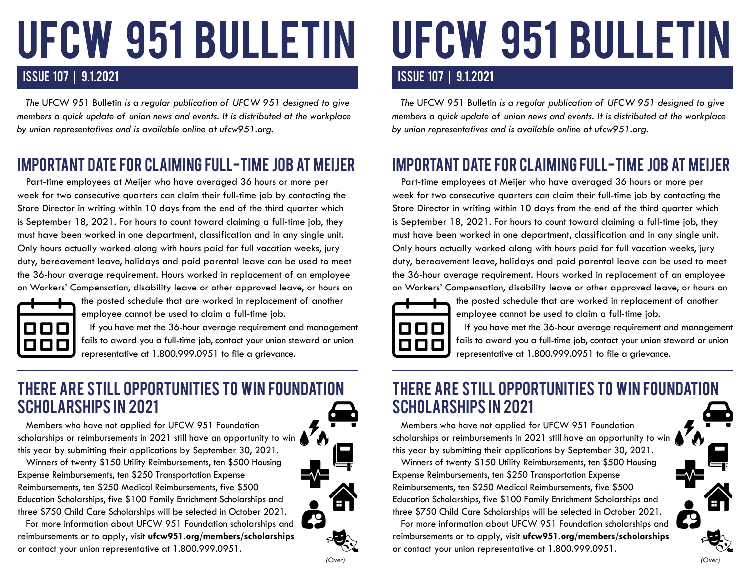# UFCW 951 BULLETIN

## ISSUE 107 | 9.1.2021

*The* UFCW 951 Bulletin *is a regular publication of UFCW 951 designed to give members a quick update of union news and events. It is distributed at the workplace by union representatives and is available online at ufcw951.org.*

## IMPORTANT DATE FOR CLAIMING FULL-TIME JOB AT MEIJER

Part-time employees at Meijer who have averaged 36 hours or more per week for two consecutive quarters can claim their full-time job by contacting the Store Director in writing within 10 days from the end of the third quarter which is September 18, 2021. For hours to count toward claiming a full-time job, they must have been worked in one department, classification and in any single unit. Only hours actually worked along with hours paid for full vacation weeks, jury duty, bereavement leave, holidays and paid parental leave can be used to meet the 36-hour average requirement. Hours worked in replacement of an employee on Workers' Compensation, disability leave or other approved leave, or hours on the posted schedule that are worked in replacement of another employee cannot be used to claim a full-time job.

If you have met the 36-hour average requirement and management fails to award you a full-time job, contact your union steward or union representative at 1.800.999.0951 to file a grievance.

## THERE ARE STILL OPPORTUNITIES TO WIN FOUNDATION SCHOLARSHIPS IN 2021

Members who have not applied for UFCW 951 Foundation scholarships or reimbursements in 2021 still have an opportunity to win this year by submitting their applications by September 30, 2021.

Winners of twenty $150 Utility Reimbursements, ten $500 Housing Expense Reimbursements, ten $250 Transportation Expense Reimbursements, ten $250 Medical Reimbursements, five $500 Education Scholarships, five $100 Family Enrichment Scholarships and three $750 Child Care Scholarships will be selected in October 2021.

For more information about UFCW 951 Foundation scholarships and reimbursements or to apply, visit **ufcw951.org/members/scholarships** or contact your union representative at 1.800.999.0951.

*(Over)*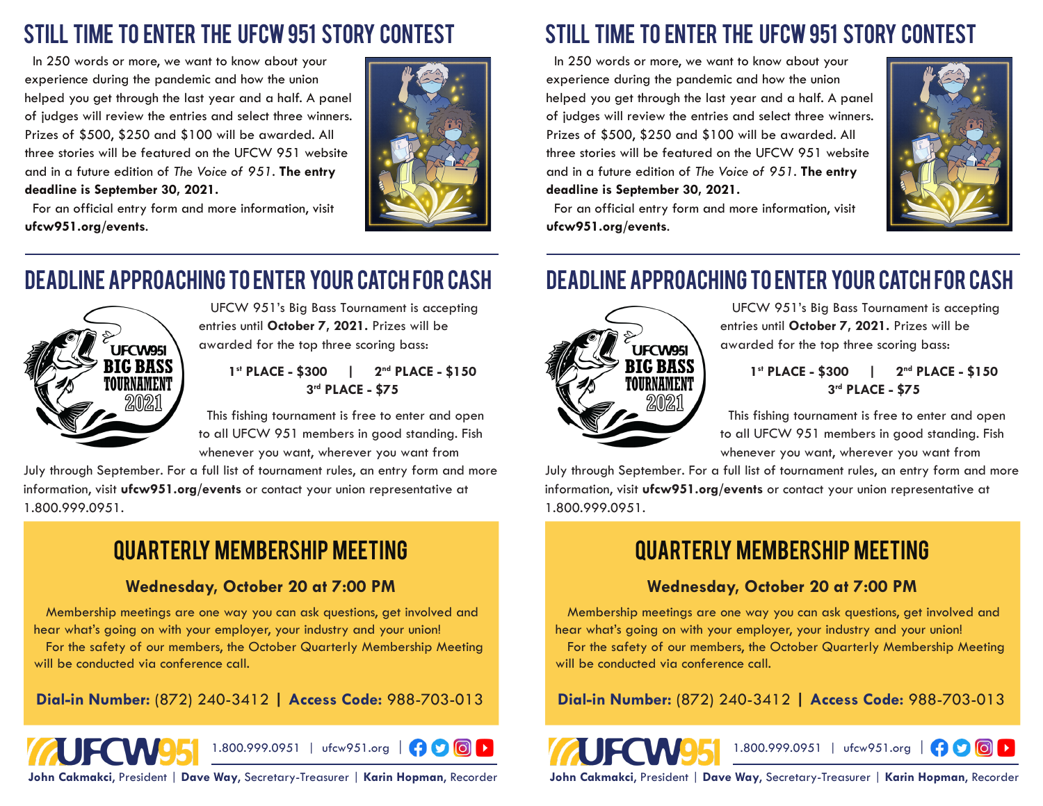# STILL TIME TO ENTER THE UFCW 951 STORY CONTEST

In 250 words or more, we want to know about your experience during the pandemic and how the union helped you get through the last year and a half. A panel of judges will review the entries and select three winners. Prizes of $500, $250 and $100 will be awarded. All three stories will be featured on the UFCW 951 website and in a future edition of *The Voice of 951*. **The entry deadline is September 30, 2021.**

For an official entry form and more information, visit **ufcw951.org/events**.

# DEADLINE APPROACHING TO ENTER YOUR CATCH FOR CASH

UFCW951 BIG BASS TOURNAMENT 2021

UFCW 951's Big Bass Tournament is accepting entries until **October 7, 2021.** Prizes will be awarded for the top three scoring bass:

**1st PLACE - $300 | 2nd PLACE - $150**
**3rd PLACE - $75**

This fishing tournament is free to enter and open to all UFCW 951 members in good standing. Fish whenever you want, wherever you want from July through September. For a full list of tournament rules, an entry form and more information, visit **ufcw951.org/events** or contact your union representative at 1.800.999.0951.

# QUARTERLY MEMBERSHIP MEETING

**Wednesday, October 20 at 7:00 PM**

Membership meetings are one way you can ask questions, get involved and hear what's going on with your employer, your industry and your union!

For the safety of our members, the October Quarterly Membership Meeting will be conducted via conference call.

**Dial-in Number:** (872) 240-3412 **|** **Access Code:** 988-703-013

UFCW951 1.800.999.0951 | ufcw951.org

**John Cakmakci**, President | **Dave Way**, Secretary-Treasurer | **Karin Hopman**, Recorder